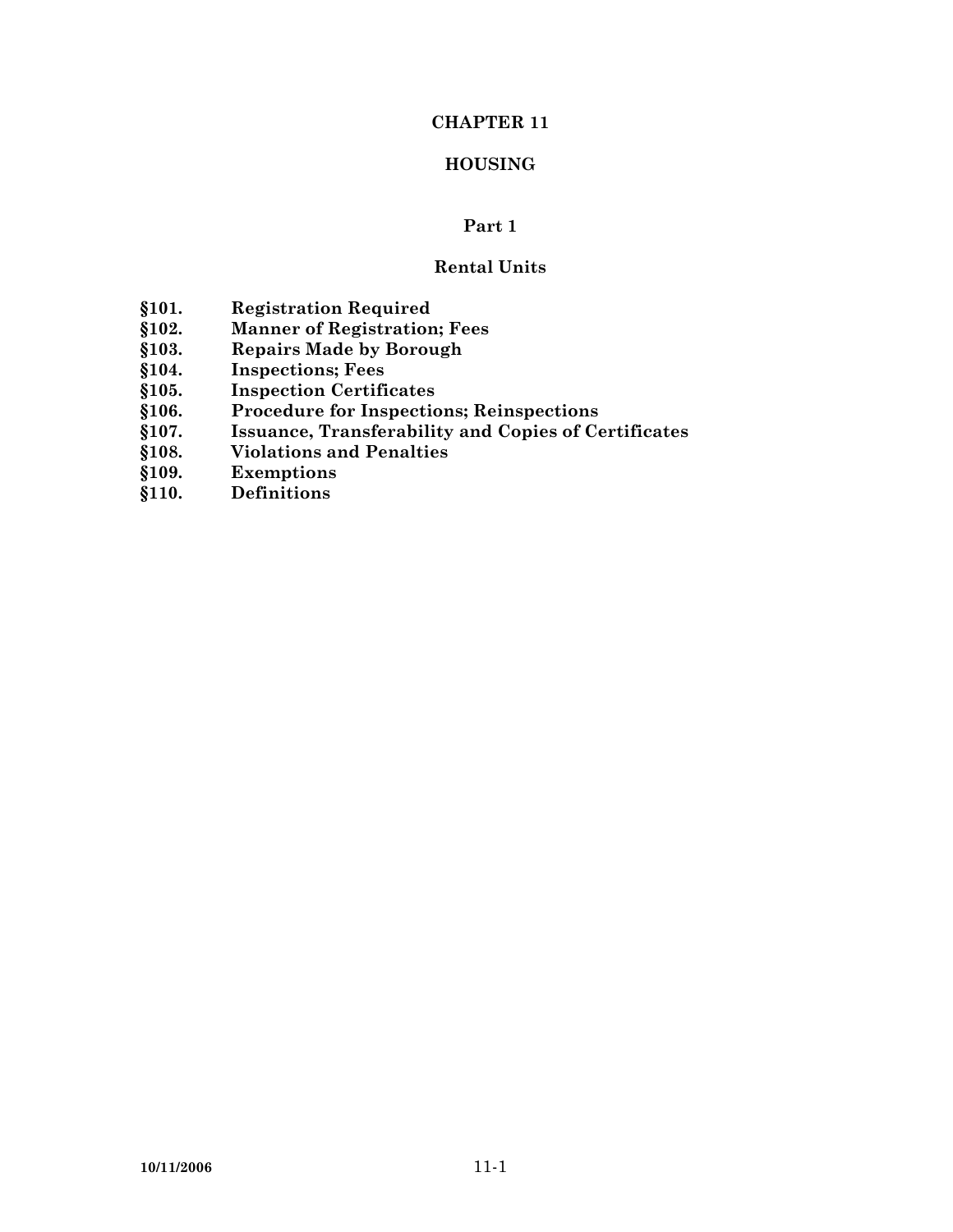# CHAPTER 11

# HOUSING

## Part 1

## Rental Units

**§101. Registration Required**
**§102. Manner of Registration; Fees**
**§103. Repairs Made by Borough**
**§104. Inspections; Fees**
**§105. Inspection Certificates**
**§106. Procedure for Inspections; Reinspections**
**§107. Issuance, Transferability and Copies of Certificates**
**§108. Violations and Penalties**
**§109. Exemptions**
**§110. Definitions**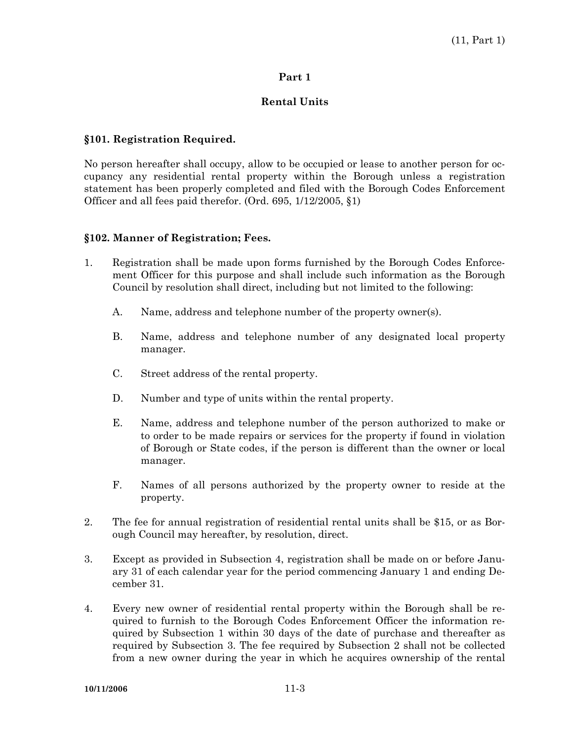## Part 1

## Rental Units

### §101. Registration Required.

No person hereafter shall occupy, allow to be occupied or lease to another person for occupancy any residential rental property within the Borough unless a registration statement has been properly completed and filed with the Borough Codes Enforcement Officer and all fees paid therefor. (Ord. 695, 1/12/2005, §1)

### §102. Manner of Registration; Fees.

1. Registration shall be made upon forms furnished by the Borough Codes Enforcement Officer for this purpose and shall include such information as the Borough Council by resolution shall direct, including but not limited to the following:

   A. Name, address and telephone number of the property owner(s).

   B. Name, address and telephone number of any designated local property manager.

   C. Street address of the rental property.

   D. Number and type of units within the rental property.

   E. Name, address and telephone number of the person authorized to make or to order to be made repairs or services for the property if found in violation of Borough or State codes, if the person is different than the owner or local manager.

   F. Names of all persons authorized by the property owner to reside at the property.

2. The fee for annual registration of residential rental units shall be $15, or as Borough Council may hereafter, by resolution, direct.

3. Except as provided in Subsection 4, registration shall be made on or before January 31 of each calendar year for the period commencing January 1 and ending December 31.

4. Every new owner of residential rental property within the Borough shall be required to furnish to the Borough Codes Enforcement Officer the information required by Subsection 1 within 30 days of the date of purchase and thereafter as required by Subsection 3. The fee required by Subsection 2 shall not be collected from a new owner during the year in which he acquires ownership of the rental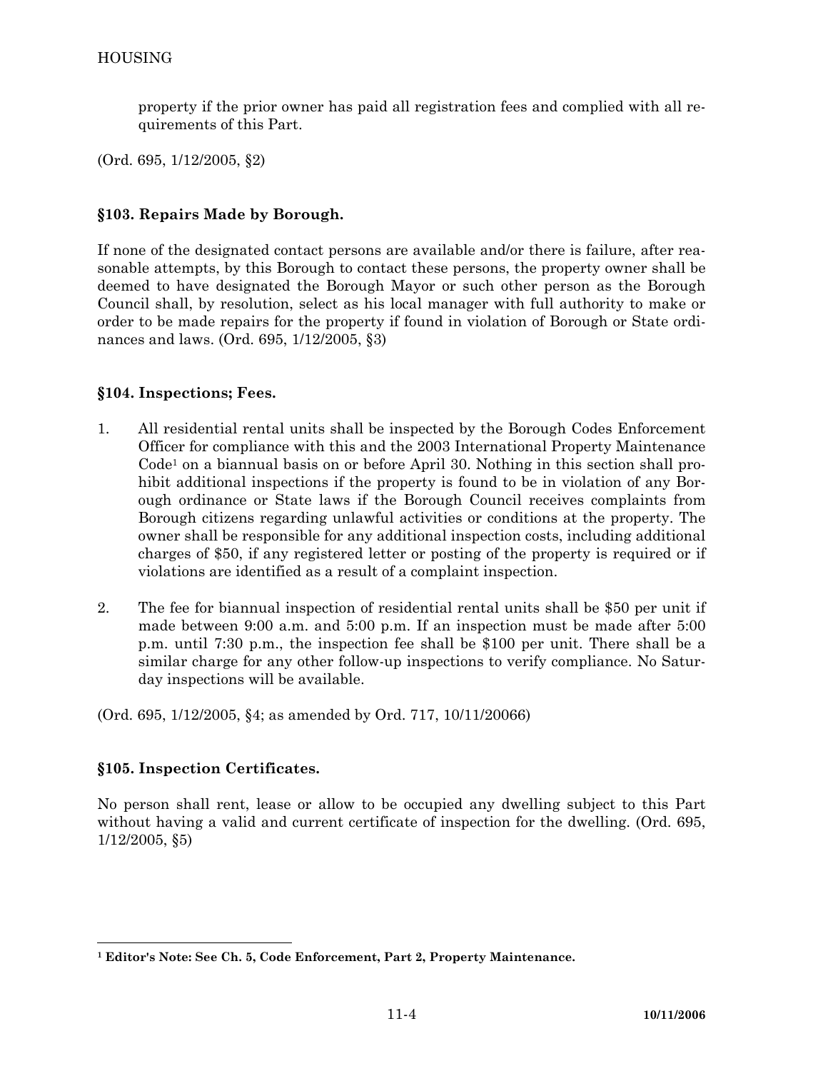property if the prior owner has paid all registration fees and complied with all requirements of this Part.

(Ord. 695, 1/12/2005, §2)

### §103. Repairs Made by Borough.

If none of the designated contact persons are available and/or there is failure, after reasonable attempts, by this Borough to contact these persons, the property owner shall be deemed to have designated the Borough Mayor or such other person as the Borough Council shall, by resolution, select as his local manager with full authority to make or order to be made repairs for the property if found in violation of Borough or State ordinances and laws. (Ord. 695, 1/12/2005, §3)

### §104. Inspections; Fees.

1. All residential rental units shall be inspected by the Borough Codes Enforcement Officer for compliance with this and the 2003 International Property Maintenance Code[1] on a biannual basis on or before April 30. Nothing in this section shall prohibit additional inspections if the property is found to be in violation of any Borough ordinance or State laws if the Borough Council receives complaints from Borough citizens regarding unlawful activities or conditions at the property. The owner shall be responsible for any additional inspection costs, including additional charges of $50, if any registered letter or posting of the property is required or if violations are identified as a result of a complaint inspection.

2. The fee for biannual inspection of residential rental units shall be $50 per unit if made between 9:00 a.m. and 5:00 p.m. If an inspection must be made after 5:00 p.m. until 7:30 p.m., the inspection fee shall be $100 per unit. There shall be a similar charge for any other follow-up inspections to verify compliance. No Saturday inspections will be available.

(Ord. 695, 1/12/2005, §4; as amended by Ord. 717, 10/11/20066)

### §105. Inspection Certificates.

No person shall rent, lease or allow to be occupied any dwelling subject to this Part without having a valid and current certificate of inspection for the dwelling. (Ord. 695, 1/12/2005, §5)

---

[1] **Editor's Note: See Ch. 5, Code Enforcement, Part 2, Property Maintenance.**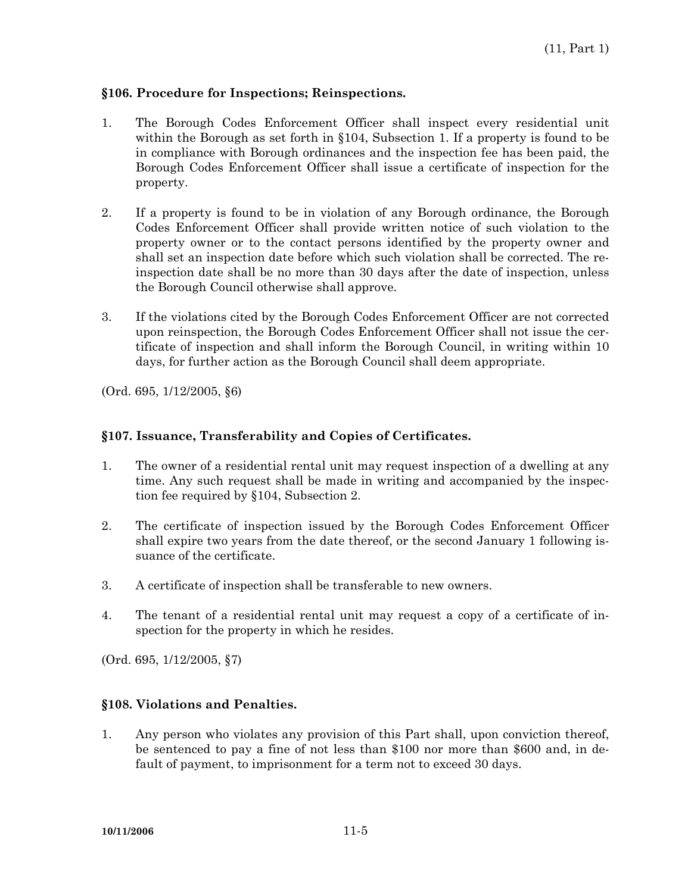### §106. Procedure for Inspections; Reinspections.

1. The Borough Codes Enforcement Officer shall inspect every residential unit within the Borough as set forth in §104, Subsection 1. If a property is found to be in compliance with Borough ordinances and the inspection fee has been paid, the Borough Codes Enforcement Officer shall issue a certificate of inspection for the property.

2. If a property is found to be in violation of any Borough ordinance, the Borough Codes Enforcement Officer shall provide written notice of such violation to the property owner or to the contact persons identified by the property owner and shall set an inspection date before which such violation shall be corrected. The reinspection date shall be no more than 30 days after the date of inspection, unless the Borough Council otherwise shall approve.

3. If the violations cited by the Borough Codes Enforcement Officer are not corrected upon reinspection, the Borough Codes Enforcement Officer shall not issue the certificate of inspection and shall inform the Borough Council, in writing within 10 days, for further action as the Borough Council shall deem appropriate.

(Ord. 695, 1/12/2005, §6)

### §107. Issuance, Transferability and Copies of Certificates.

1. The owner of a residential rental unit may request inspection of a dwelling at any time. Any such request shall be made in writing and accompanied by the inspection fee required by §104, Subsection 2.

2. The certificate of inspection issued by the Borough Codes Enforcement Officer shall expire two years from the date thereof, or the second January 1 following issuance of the certificate.

3. A certificate of inspection shall be transferable to new owners.

4. The tenant of a residential rental unit may request a copy of a certificate of inspection for the property in which he resides.

(Ord. 695, 1/12/2005, §7)

### §108. Violations and Penalties.

1. Any person who violates any provision of this Part shall, upon conviction thereof, be sentenced to pay a fine of not less than $100 nor more than $600 and, in default of payment, to imprisonment for a term not to exceed 30 days.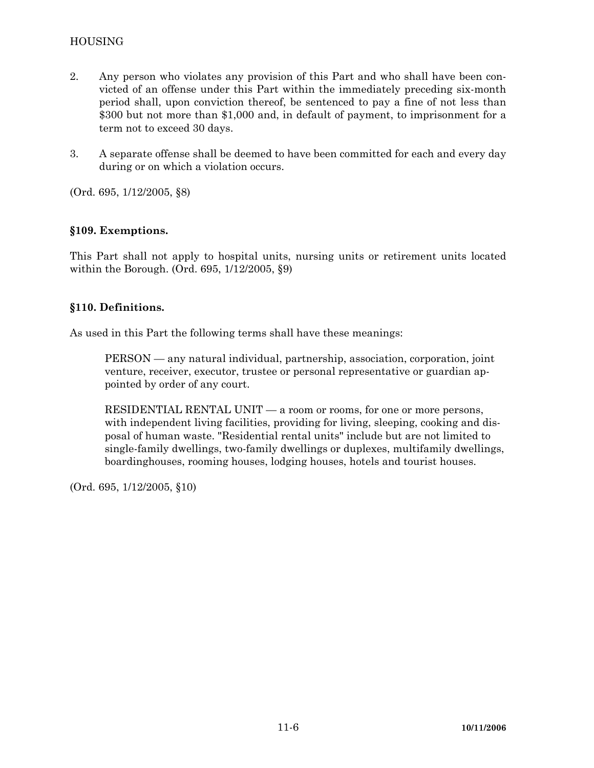2. Any person who violates any provision of this Part and who shall have been convicted of an offense under this Part within the immediately preceding six-month period shall, upon conviction thereof, be sentenced to pay a fine of not less than $300 but not more than $1,000 and, in default of payment, to imprisonment for a term not to exceed 30 days.

3. A separate offense shall be deemed to have been committed for each and every day during or on which a violation occurs.

(Ord. 695, 1/12/2005, §8)

**§109. Exemptions.**

This Part shall not apply to hospital units, nursing units or retirement units located within the Borough. (Ord. 695, 1/12/2005, §9)

**§110. Definitions.**

As used in this Part the following terms shall have these meanings:

> PERSON — any natural individual, partnership, association, corporation, joint venture, receiver, executor, trustee or personal representative or guardian appointed by order of any court.
>
> RESIDENTIAL RENTAL UNIT — a room or rooms, for one or more persons, with independent living facilities, providing for living, sleeping, cooking and disposal of human waste. "Residential rental units" include but are not limited to single-family dwellings, two-family dwellings or duplexes, multifamily dwellings, boardinghouses, rooming houses, lodging houses, hotels and tourist houses.

(Ord. 695, 1/12/2005, §10)